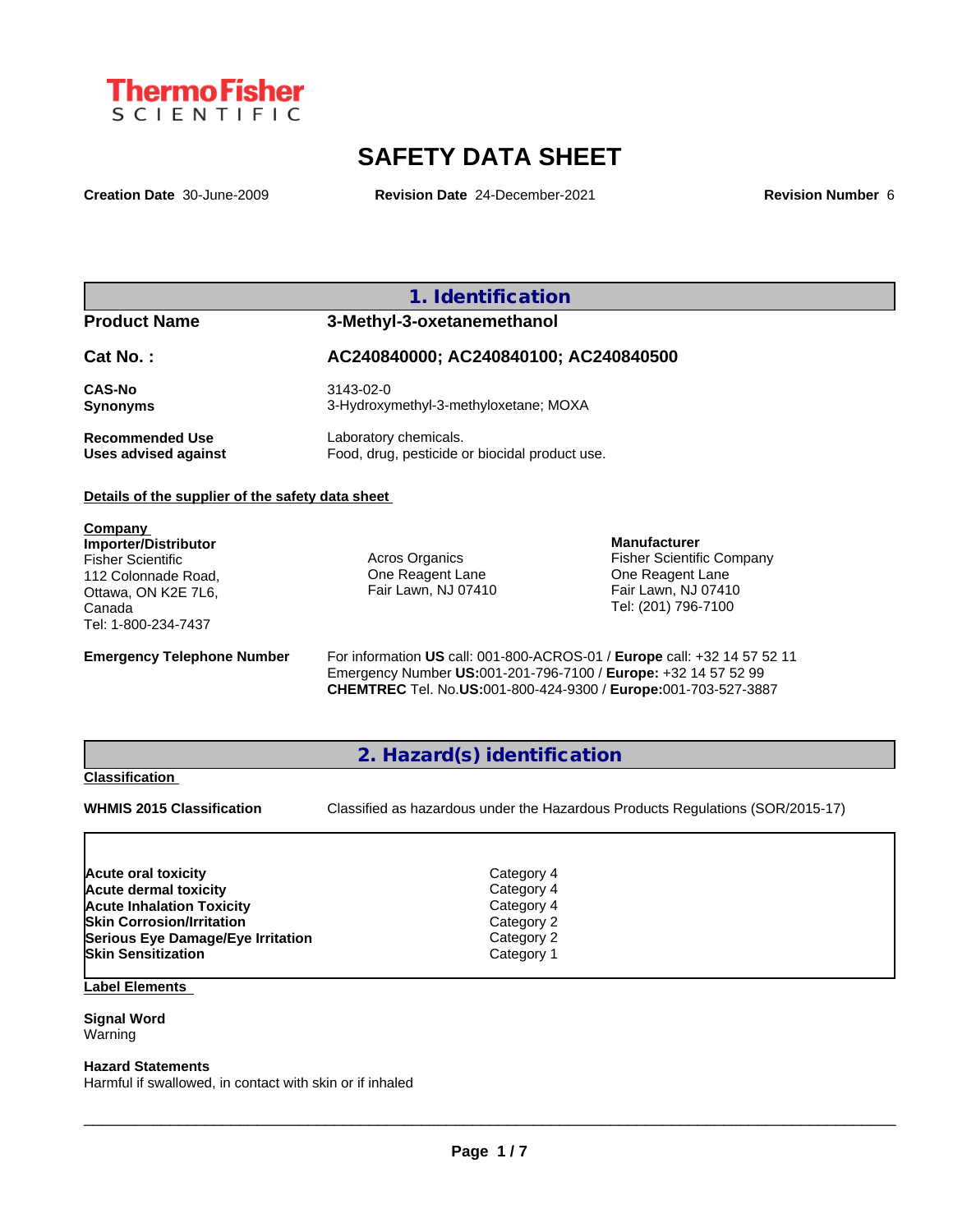ThermoFisher SCIENTIFIC

# SAFETY DATA SHEET

**Creation Date** 30-June-2009 **Revision Date** 24-December-2021 **Revision Number** 6

## 1. Identification

**Product Name** 3-Methyl-3-oxetanemethanol

**Cat No. :** AC240840000; AC240840100; AC240840500

**CAS-No** 3143-02-0
**Synonyms** 3-Hydroxymethyl-3-methyloxetane; MOXA

**Recommended Use** Laboratory chemicals.
**Uses advised against** Food, drug, pesticide or biocidal product use.

**Details of the supplier of the safety data sheet**

**Company**
**Importer/Distributor**
Fisher Scientific
112 Colonnade Road,
Ottawa, ON K2E 7L6,
Canada
Tel: 1-800-234-7437

Acros Organics
One Reagent Lane
Fair Lawn, NJ 07410

**Manufacturer**
Fisher Scientific Company
One Reagent Lane
Fair Lawn, NJ 07410
Tel: (201) 796-7100

**Emergency Telephone Number**
For information **US** call: 001-800-ACROS-01 / **Europe** call: +32 14 57 52 11
Emergency Number **US:**001-201-796-7100 / **Europe:** +32 14 57 52 99
**CHEMTREC** Tel. No.**US:**001-800-424-9300 / **Europe:**001-703-527-3887

## 2. Hazard(s) identification

**Classification**

**WHMIS 2015 Classification** Classified as hazardous under the Hazardous Products Regulations (SOR/2015-17)

| | |
|---|---|
| **Acute oral toxicity** | Category 4 |
| **Acute dermal toxicity** | Category 4 |
| **Acute Inhalation Toxicity** | Category 4 |
| **Skin Corrosion/Irritation** | Category 2 |
| **Serious Eye Damage/Eye Irritation** | Category 2 |
| **Skin Sensitization** | Category 1 |

**Label Elements**

**Signal Word**
Warning

**Hazard Statements**
Harmful if swallowed, in contact with skin or if inhaled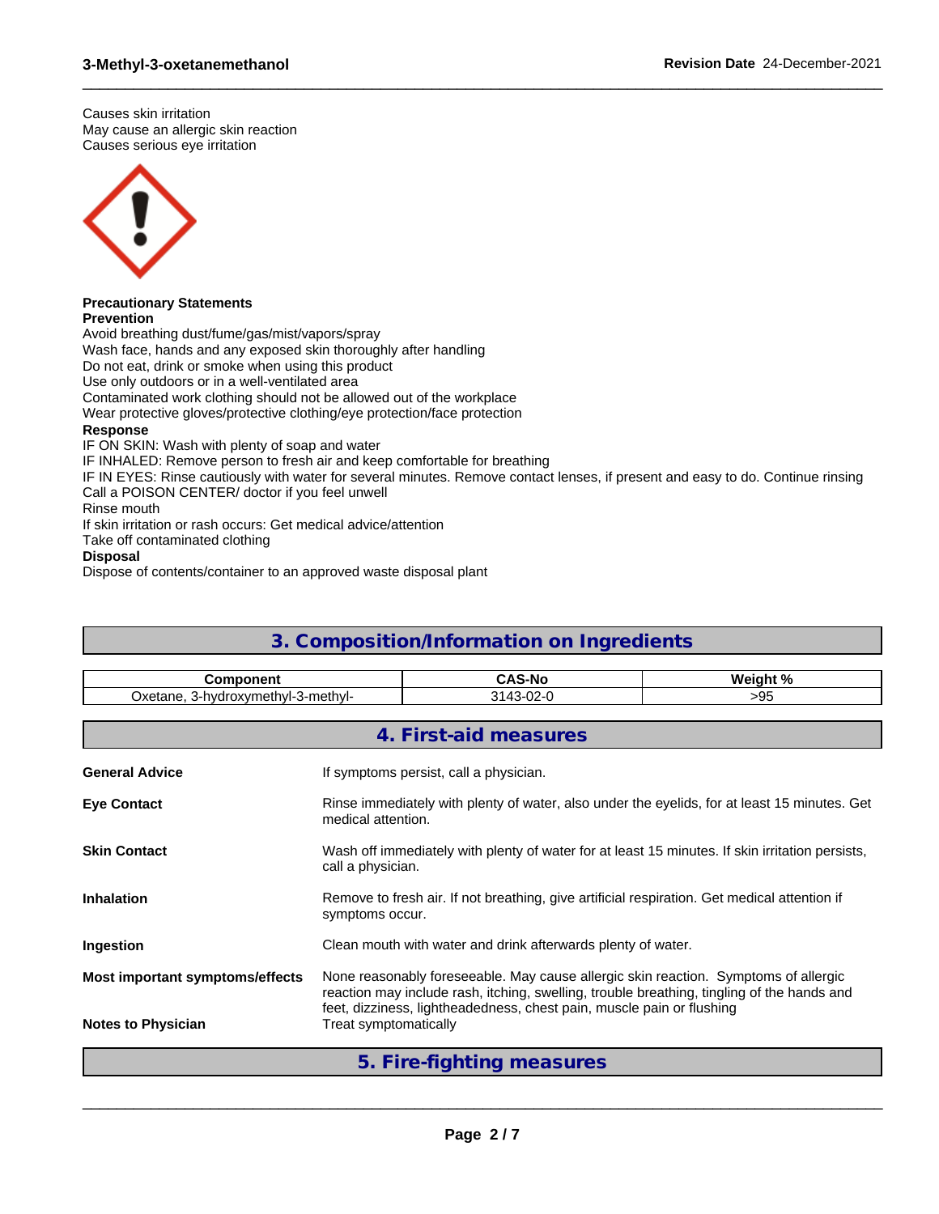Causes skin irritation
May cause an allergic skin reaction
Causes serious eye irritation

**Precautionary Statements**
**Prevention**
Avoid breathing dust/fume/gas/mist/vapors/spray
Wash face, hands and any exposed skin thoroughly after handling
Do not eat, drink or smoke when using this product
Use only outdoors or in a well-ventilated area
Contaminated work clothing should not be allowed out of the workplace
Wear protective gloves/protective clothing/eye protection/face protection
**Response**
IF ON SKIN: Wash with plenty of soap and water
IF INHALED: Remove person to fresh air and keep comfortable for breathing
IF IN EYES: Rinse cautiously with water for several minutes. Remove contact lenses, if present and easy to do. Continue rinsing
Call a POISON CENTER/ doctor if you feel unwell
Rinse mouth
If skin irritation or rash occurs: Get medical advice/attention
Take off contaminated clothing
**Disposal**
Dispose of contents/container to an approved waste disposal plant

## 3. Composition/Information on Ingredients

| Component | CAS-No | Weight % |
|---|---|---|
| Oxetane, 3-hydroxymethyl-3-methyl- | 3143-02-0 | >95 |

## 4. First-aid measures

**General Advice**
If symptoms persist, call a physician.

**Eye Contact**
Rinse immediately with plenty of water, also under the eyelids, for at least 15 minutes. Get medical attention.

**Skin Contact**
Wash off immediately with plenty of water for at least 15 minutes. If skin irritation persists, call a physician.

**Inhalation**
Remove to fresh air. If not breathing, give artificial respiration. Get medical attention if symptoms occur.

**Ingestion**
Clean mouth with water and drink afterwards plenty of water.

**Most important symptoms/effects**
None reasonably foreseeable. May cause allergic skin reaction. Symptoms of allergic reaction may include rash, itching, swelling, trouble breathing, tingling of the hands and feet, dizziness, lightheadedness, chest pain, muscle pain or flushing

**Notes to Physician**
Treat symptomatically

## 5. Fire-fighting measures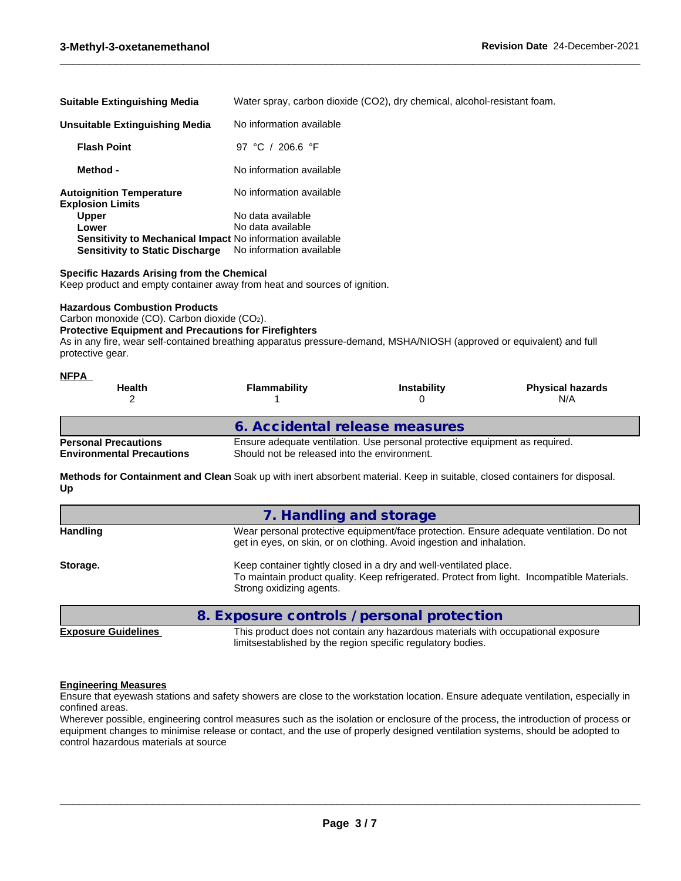**Suitable Extinguishing Media** Water spray, carbon dioxide ($CO_2$), dry chemical, alcohol-resistant foam.

**Unsuitable Extinguishing Media** No information available

**Flash Point** 97 °C / 206.6 °F

**Method -** No information available

**Autoignition Temperature** No information available

**Explosion Limits**

**Upper** No data available

**Lower** No data available

**Sensitivity to Mechanical Impact** No information available

**Sensitivity to Static Discharge** No information available

**Specific Hazards Arising from the Chemical**

Keep product and empty container away from heat and sources of ignition.

**Hazardous Combustion Products**

Carbon monoxide (CO). Carbon dioxide ($CO_2$).

**Protective Equipment and Precautions for Firefighters**

As in any fire, wear self-contained breathing apparatus pressure-demand, MSHA/NIOSH (approved or equivalent) and full protective gear.

**NFPA**

| Health | Flammability | Instability | Physical hazards |
|---|---|---|---|
| 2 | 1 | 0 | N/A |

## 6. Accidental release measures

**Personal Precautions** Ensure adequate ventilation. Use personal protective equipment as required.

**Environmental Precautions** Should not be released into the environment.

**Methods for Containment and Clean Up** Soak up with inert absorbent material. Keep in suitable, closed containers for disposal.

## 7. Handling and storage

**Handling** Wear personal protective equipment/face protection. Ensure adequate ventilation. Do not get in eyes, on skin, or on clothing. Avoid ingestion and inhalation.

**Storage.** Keep container tightly closed in a dry and well-ventilated place. To maintain product quality. Keep refrigerated. Protect from light. Incompatible Materials. Strong oxidizing agents.

## 8. Exposure controls / personal protection

**Exposure Guidelines** This product does not contain any hazardous materials with occupational exposure limitsestablished by the region specific regulatory bodies.

**Engineering Measures**

Ensure that eyewash stations and safety showers are close to the workstation location. Ensure adequate ventilation, especially in confined areas.

Wherever possible, engineering control measures such as the isolation or enclosure of the process, the introduction of process or equipment changes to minimise release or contact, and the use of properly designed ventilation systems, should be adopted to control hazardous materials at source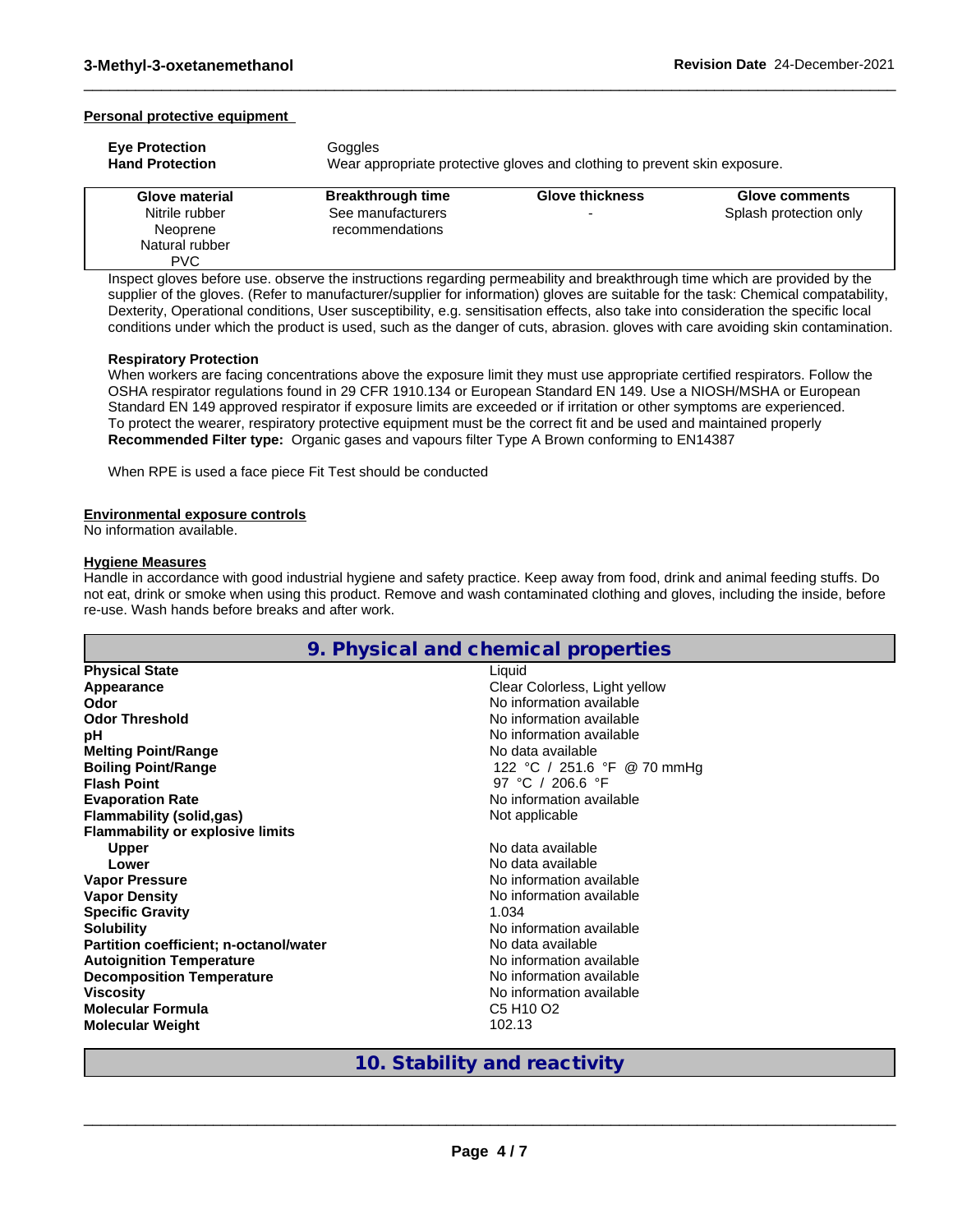**Personal protective equipment**

| | |
|---|---|
| **Eye Protection** | Goggles |
| **Hand Protection** | Wear appropriate protective gloves and clothing to prevent skin exposure. |

| Glove material | Breakthrough time | Glove thickness | Glove comments |
|---|---|---|---|
| Nitrile rubber<br>Neoprene<br>Natural rubber<br>PVC | See manufacturers recommendations | - | Splash protection only |

Inspect gloves before use. observe the instructions regarding permeability and breakthrough time which are provided by the supplier of the gloves. (Refer to manufacturer/supplier for information) gloves are suitable for the task: Chemical compatability, Dexterity, Operational conditions, User susceptibility, e.g. sensitisation effects, also take into consideration the specific local conditions under which the product is used, such as the danger of cuts, abrasion. gloves with care avoiding skin contamination.

**Respiratory Protection**

When workers are facing concentrations above the exposure limit they must use appropriate certified respirators. Follow the OSHA respirator regulations found in 29 CFR 1910.134 or European Standard EN 149. Use a NIOSH/MSHA or European Standard EN 149 approved respirator if exposure limits are exceeded or if irritation or other symptoms are experienced. To protect the wearer, respiratory protective equipment must be the correct fit and be used and maintained properly

**Recommended Filter type:** Organic gases and vapours filter Type A Brown conforming to EN14387

When RPE is used a face piece Fit Test should be conducted

**Environmental exposure controls**

No information available.

**Hygiene Measures**

Handle in accordance with good industrial hygiene and safety practice. Keep away from food, drink and animal feeding stuffs. Do not eat, drink or smoke when using this product. Remove and wash contaminated clothing and gloves, including the inside, before re-use. Wash hands before breaks and after work.

## 9. Physical and chemical properties

| | |
|---|---|
| **Physical State** | Liquid |
| **Appearance** | Clear Colorless, Light yellow |
| **Odor** | No information available |
| **Odor Threshold** | No information available |
| **pH** | No information available |
| **Melting Point/Range** | No data available |
| **Boiling Point/Range** | 122 °C / 251.6 °F @ 70 mmHg |
| **Flash Point** | 97 °C / 206.6 °F |
| **Evaporation Rate** | No information available |
| **Flammability (solid,gas)** | Not applicable |
| **Flammability or explosive limits** | |
| **Upper** | No data available |
| **Lower** | No data available |
| **Vapor Pressure** | No information available |
| **Vapor Density** | No information available |
| **Specific Gravity** | 1.034 |
| **Solubility** | No information available |
| **Partition coefficient; n-octanol/water** | No data available |
| **Autoignition Temperature** | No information available |
| **Decomposition Temperature** | No information available |
| **Viscosity** | No information available |
| **Molecular Formula** | $C_5H_{10}O_2$ |
| **Molecular Weight** | 102.13 |

## 10. Stability and reactivity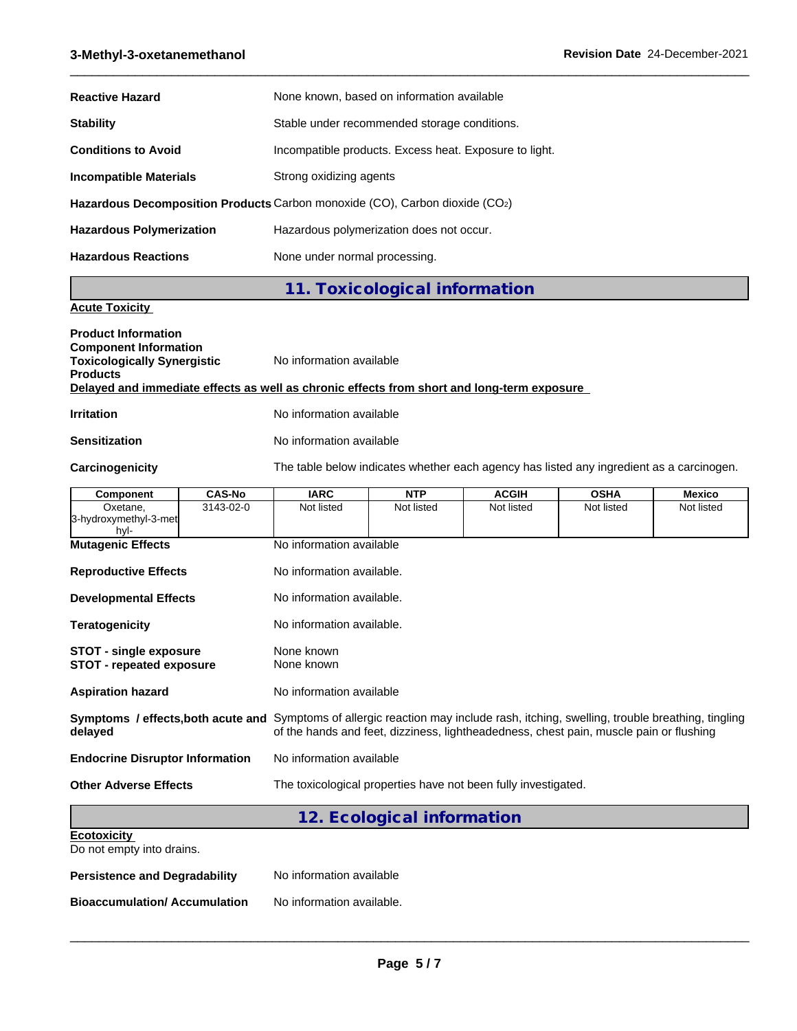**Reactive Hazard** None known, based on information available

**Stability** Stable under recommended storage conditions.

**Conditions to Avoid** Incompatible products. Excess heat. Exposure to light.

**Incompatible Materials** Strong oxidizing agents

**Hazardous Decomposition Products** Carbon monoxide (CO), Carbon dioxide ($CO_2$)

**Hazardous Polymerization** Hazardous polymerization does not occur.

**Hazardous Reactions** None under normal processing.

## 11. Toxicological information

**Acute Toxicity**

**Product Information**
**Component Information**
**Toxicologically Synergistic Products** No information available

**Delayed and immediate effects as well as chronic effects from short and long-term exposure**

**Irritation** No information available

**Sensitization** No information available

**Carcinogenicity** The table below indicates whether each agency has listed any ingredient as a carcinogen.

| Component | CAS-No | IARC | NTP | ACGIH | OSHA | Mexico |
|---|---|---|---|---|---|---|
| Oxetane, 3-hydroxymethyl-3-methyl- | 3143-02-0 | Not listed | Not listed | Not listed | Not listed | Not listed |

**Mutagenic Effects** No information available

**Reproductive Effects** No information available.

**Developmental Effects** No information available.

**Teratogenicity** No information available.

**STOT - single exposure** None known
**STOT - repeated exposure** None known

**Aspiration hazard** No information available

**Symptoms / effects,both acute and delayed** Symptoms of allergic reaction may include rash, itching, swelling, trouble breathing, tingling of the hands and feet, dizziness, lightheadedness, chest pain, muscle pain or flushing

**Endocrine Disruptor Information** No information available

**Other Adverse Effects** The toxicological properties have not been fully investigated.

## 12. Ecological information

**Ecotoxicity**
Do not empty into drains.

**Persistence and Degradability** No information available

**Bioaccumulation/ Accumulation** No information available.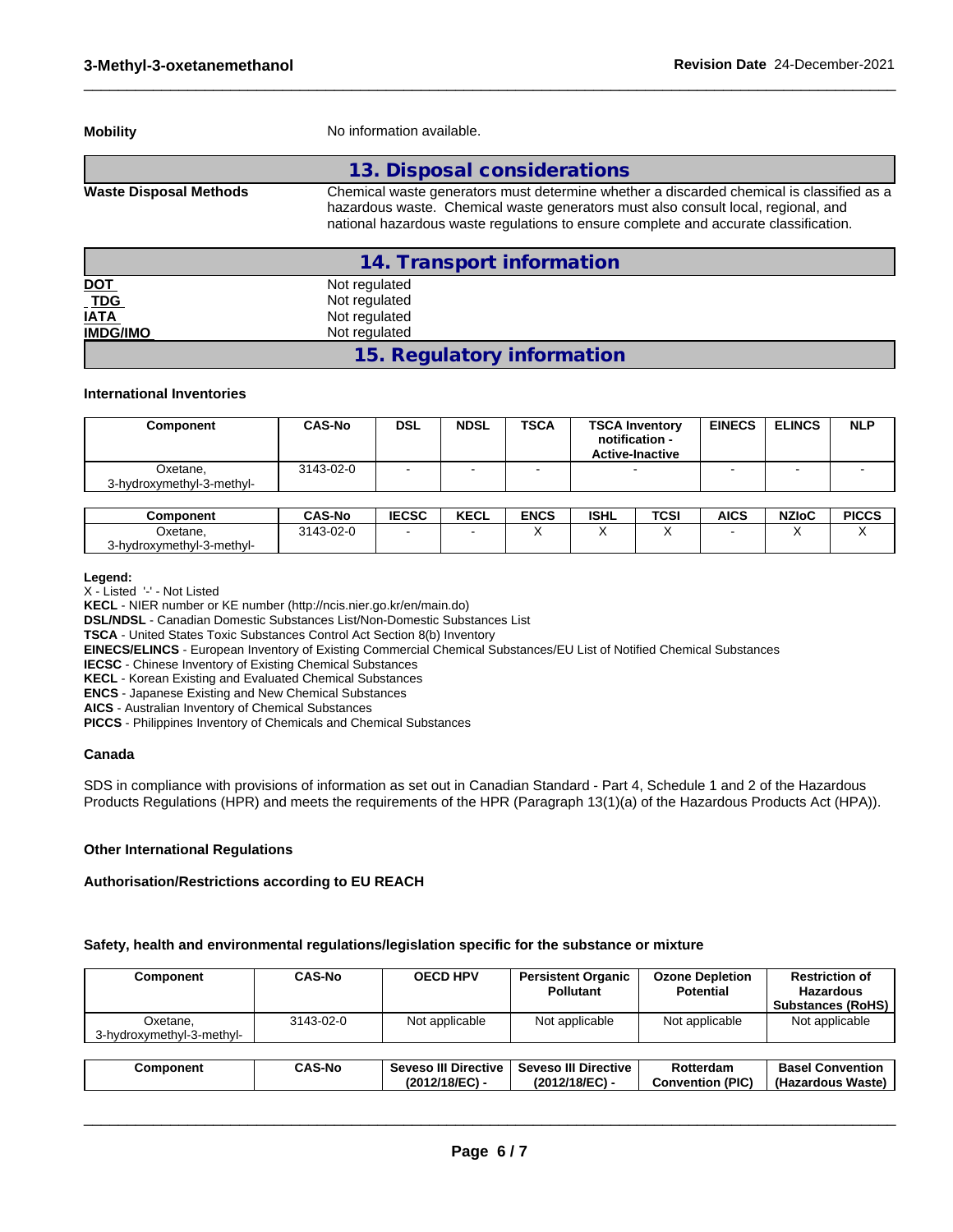**Mobility** No information available.

## 13. Disposal considerations

**Waste Disposal Methods** Chemical waste generators must determine whether a discarded chemical is classified as a hazardous waste. Chemical waste generators must also consult local, regional, and national hazardous waste regulations to ensure complete and accurate classification.

## 14. Transport information

| | |
|---|---|
| **DOT** | Not regulated |
| **TDG** | Not regulated |
| **IATA** | Not regulated |
| **IMDG/IMO** | Not regulated |

## 15. Regulatory information

### International Inventories

| Component | CAS-No | DSL | NDSL | TSCA | TSCA Inventory notification - Active-Inactive | EINECS | ELINCS | NLP |
|---|---|---|---|---|---|---|---|---|
| Oxetane, 3-hydroxymethyl-3-methyl- | 3143-02-0 | - | - | - | - | - | - | - |

| Component | CAS-No | IECSC | KECL | ENCS | ISHL | TCSI | AICS | NZIoC | PICCS |
|---|---|---|---|---|---|---|---|---|---|
| Oxetane, 3-hydroxymethyl-3-methyl- | 3143-02-0 | - | - | X | X | X | - | X | X |

**Legend:**
X - Listed '-' - Not Listed
**KECL** - NIER number or KE number (http://ncis.nier.go.kr/en/main.do)
**DSL/NDSL** - Canadian Domestic Substances List/Non-Domestic Substances List
**TSCA** - United States Toxic Substances Control Act Section 8(b) Inventory
**EINECS/ELINCS** - European Inventory of Existing Commercial Chemical Substances/EU List of Notified Chemical Substances
**IECSC** - Chinese Inventory of Existing Chemical Substances
**KECL** - Korean Existing and Evaluated Chemical Substances
**ENCS** - Japanese Existing and New Chemical Substances
**AICS** - Australian Inventory of Chemical Substances
**PICCS** - Philippines Inventory of Chemicals and Chemical Substances

### Canada

SDS in compliance with provisions of information as set out in Canadian Standard - Part 4, Schedule 1 and 2 of the Hazardous Products Regulations (HPR) and meets the requirements of the HPR (Paragraph 13(1)(a) of the Hazardous Products Act (HPA)).

### Other International Regulations

**Authorisation/Restrictions according to EU REACH**

**Safety, health and environmental regulations/legislation specific for the substance or mixture**

| Component | CAS-No | OECD HPV | Persistent Organic Pollutant | Ozone Depletion Potential | Restriction of Hazardous Substances (RoHS) |
|---|---|---|---|---|---|
| Oxetane, 3-hydroxymethyl-3-methyl- | 3143-02-0 | Not applicable | Not applicable | Not applicable | Not applicable |

| Component | CAS-No | Seveso III Directive (2012/18/EC) - | Seveso III Directive (2012/18/EC) - | Rotterdam Convention (PIC) | Basel Convention (Hazardous Waste) |
|---|---|---|---|---|---|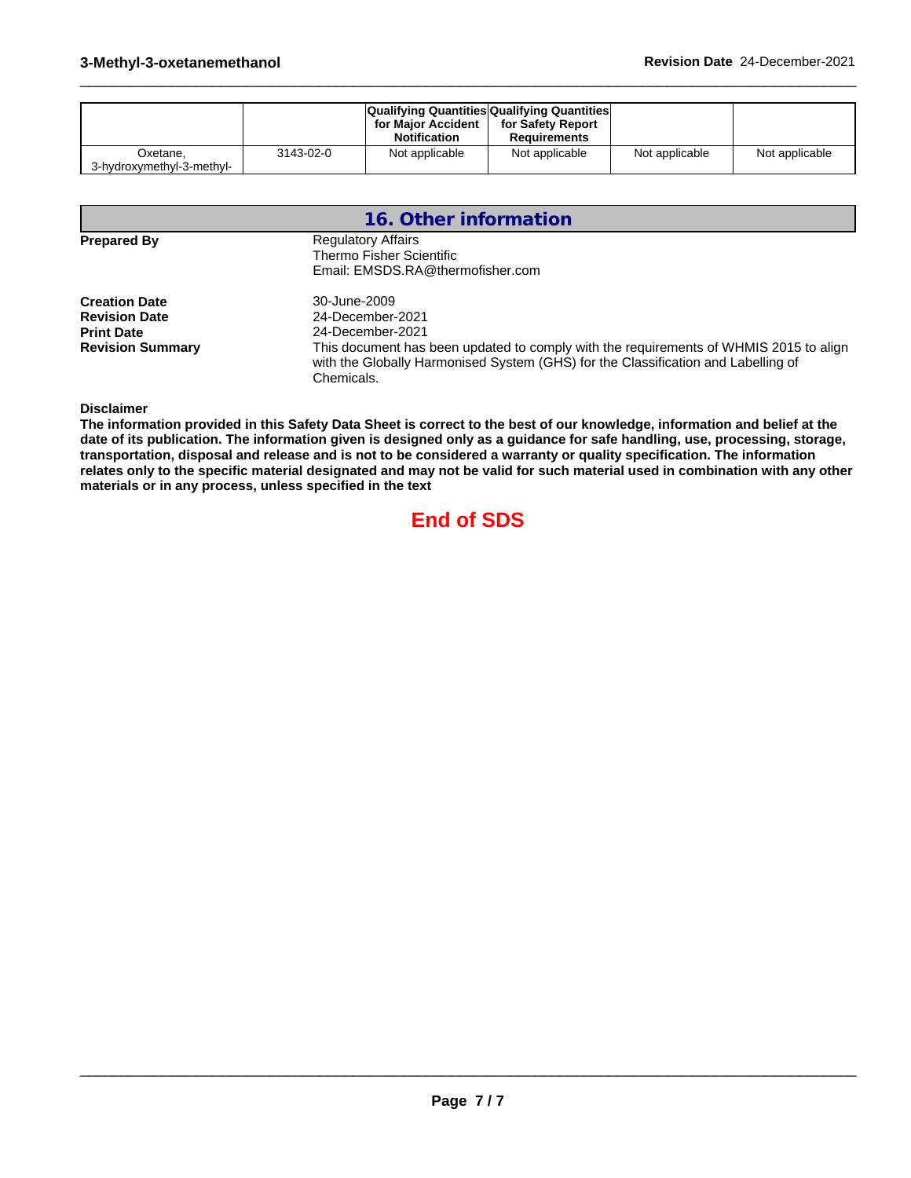| | | Qualifying Quantities for Major Accident Notification | Qualifying Quantities for Safety Report Requirements | | |
|---|---|---|---|---|---|
| Oxetane, 3-hydroxymethyl-3-methyl- | 3143-02-0 | Not applicable | Not applicable | Not applicable | Not applicable |

## 16. Other information

**Prepared By**
Regulatory Affairs
Thermo Fisher Scientific
Email: EMSDS.RA@thermofisher.com

**Creation Date** 30-June-2009
**Revision Date** 24-December-2021
**Print Date** 24-December-2021
**Revision Summary** This document has been updated to comply with the requirements of WHMIS 2015 to align with the Globally Harmonised System (GHS) for the Classification and Labelling of Chemicals.

**Disclaimer**
**The information provided in this Safety Data Sheet is correct to the best of our knowledge, information and belief at the date of its publication. The information given is designed only as a guidance for safe handling, use, processing, storage, transportation, disposal and release and is not to be considered a warranty or quality specification. The information relates only to the specific material designated and may not be valid for such material used in combination with any other materials or in any process, unless specified in the text**

**End of SDS**